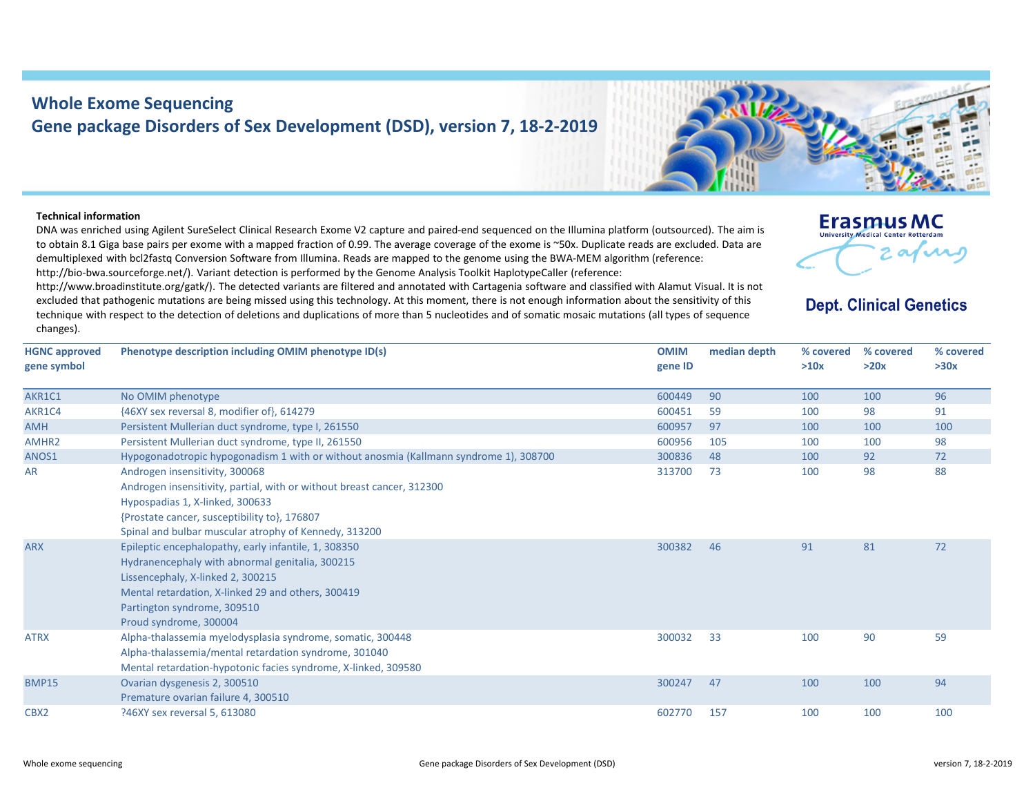# Whole Exome Sequencing
## Gene package Disorders of Sex Development (DSD), version 7, 18-2-2019

Erasmus MC
University Medical Center Rotterdam

**Dept. Clinical Genetics**

**Technical information**

DNA was enriched using Agilent SureSelect Clinical Research Exome V2 capture and paired-end sequenced on the Illumina platform (outsourced). The aim is to obtain 8.1 Giga base pairs per exome with a mapped fraction of 0.99. The average coverage of the exome is ~50x. Duplicate reads are excluded. Data are demultiplexed with bcl2fastq Conversion Software from Illumina. Reads are mapped to the genome using the BWA-MEM algorithm (reference: http://bio-bwa.sourceforge.net/). Variant detection is performed by the Genome Analysis Toolkit HaplotypeCaller (reference: http://www.broadinstitute.org/gatk/). The detected variants are filtered and annotated with Cartagenia software and classified with Alamut Visual. It is not excluded that pathogenic mutations are being missed using this technology. At this moment, there is not enough information about the sensitivity of this technique with respect to the detection of deletions and duplications of more than 5 nucleotides and of somatic mosaic mutations (all types of sequence changes).

| HGNC approved gene symbol | Phenotype description including OMIM phenotype ID(s) | OMIM gene ID | median depth | % covered >10x | % covered >20x | % covered >30x |
|---|---|---|---|---|---|---|
| AKR1C1 | No OMIM phenotype | 600449 | 90 | 100 | 100 | 96 |
| AKR1C4 | {46XY sex reversal 8, modifier of}, 614279 | 600451 | 59 | 100 | 98 | 91 |
| AMH | Persistent Mullerian duct syndrome, type I, 261550 | 600957 | 97 | 100 | 100 | 100 |
| AMHR2 | Persistent Mullerian duct syndrome, type II, 261550 | 600956 | 105 | 100 | 100 | 98 |
| ANOS1 | Hypogonadotropic hypogonadism 1 with or without anosmia (Kallmann syndrome 1), 308700 | 300836 | 48 | 100 | 92 | 72 |
| AR | Androgen insensitivity, 300068<br>Androgen insensitivity, partial, with or without breast cancer, 312300<br>Hypospadias 1, X-linked, 300633<br>{Prostate cancer, susceptibility to}, 176807<br>Spinal and bulbar muscular atrophy of Kennedy, 313200 | 313700 | 73 | 100 | 98 | 88 |
| ARX | Epileptic encephalopathy, early infantile, 1, 308350<br>Hydranencephaly with abnormal genitalia, 300215<br>Lissencephaly, X-linked 2, 300215<br>Mental retardation, X-linked 29 and others, 300419<br>Partington syndrome, 309510<br>Proud syndrome, 300004 | 300382 | 46 | 91 | 81 | 72 |
| ATRX | Alpha-thalassemia myelodysplasia syndrome, somatic, 300448<br>Alpha-thalassemia/mental retardation syndrome, 301040<br>Mental retardation-hypotonic facies syndrome, X-linked, 309580 | 300032 | 33 | 100 | 90 | 59 |
| BMP15 | Ovarian dysgenesis 2, 300510<br>Premature ovarian failure 4, 300510 | 300247 | 47 | 100 | 100 | 94 |
| CBX2 | ?46XY sex reversal 5, 613080 | 602770 | 157 | 100 | 100 | 100 |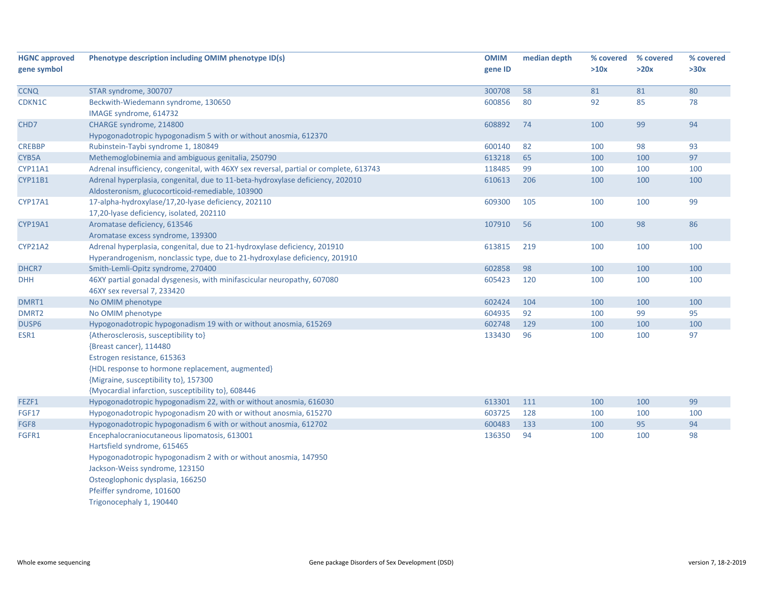| HGNC approved gene symbol | Phenotype description including OMIM phenotype ID(s) | OMIM gene ID | median depth | % covered >10x | % covered >20x | % covered >30x |
|---|---|---|---|---|---|---|
| CCNQ | STAR syndrome, 300707 | 300708 | 58 | 81 | 81 | 80 |
| CDKN1C | Beckwith-Wiedemann syndrome, 130650<br>IMAGE syndrome, 614732 | 600856 | 80 | 92 | 85 | 78 |
| CHD7 | CHARGE syndrome, 214800<br>Hypogonadotropic hypogonadism 5 with or without anosmia, 612370 | 608892 | 74 | 100 | 99 | 94 |
| CREBBP | Rubinstein-Taybi syndrome 1, 180849 | 600140 | 82 | 100 | 98 | 93 |
| CYB5A | Methemoglobinemia and ambiguous genitalia, 250790 | 613218 | 65 | 100 | 100 | 97 |
| CYP11A1 | Adrenal insufficiency, congenital, with 46XY sex reversal, partial or complete, 613743 | 118485 | 99 | 100 | 100 | 100 |
| CYP11B1 | Adrenal hyperplasia, congenital, due to 11-beta-hydroxylase deficiency, 202010<br>Aldosteronism, glucocorticoid-remediable, 103900 | 610613 | 206 | 100 | 100 | 100 |
| CYP17A1 | 17-alpha-hydroxylase/17,20-lyase deficiency, 202110<br>17,20-lyase deficiency, isolated, 202110 | 609300 | 105 | 100 | 100 | 99 |
| CYP19A1 | Aromatase deficiency, 613546<br>Aromatase excess syndrome, 139300 | 107910 | 56 | 100 | 98 | 86 |
| CYP21A2 | Adrenal hyperplasia, congenital, due to 21-hydroxylase deficiency, 201910<br>Hyperandrogenism, nonclassic type, due to 21-hydroxylase deficiency, 201910 | 613815 | 219 | 100 | 100 | 100 |
| DHCR7 | Smith-Lemli-Opitz syndrome, 270400 | 602858 | 98 | 100 | 100 | 100 |
| DHH | 46XY partial gonadal dysgenesis, with minifascicular neuropathy, 607080<br>46XY sex reversal 7, 233420 | 605423 | 120 | 100 | 100 | 100 |
| DMRT1 | No OMIM phenotype | 602424 | 104 | 100 | 100 | 100 |
| DMRT2 | No OMIM phenotype | 604935 | 92 | 100 | 99 | 95 |
| DUSP6 | Hypogonadotropic hypogonadism 19 with or without anosmia, 615269 | 602748 | 129 | 100 | 100 | 100 |
| ESR1 | {Atherosclerosis, susceptibility to}<br>{Breast cancer}, 114480<br>Estrogen resistance, 615363<br>{HDL response to hormone replacement, augmented}<br>{Migraine, susceptibility to}, 157300<br>{Myocardial infarction, susceptibility to}, 608446 | 133430 | 96 | 100 | 100 | 97 |
| FEZF1 | Hypogonadotropic hypogonadism 22, with or without anosmia, 616030 | 613301 | 111 | 100 | 100 | 99 |
| FGF17 | Hypogonadotropic hypogonadism 20 with or without anosmia, 615270 | 603725 | 128 | 100 | 100 | 100 |
| FGF8 | Hypogonadotropic hypogonadism 6 with or without anosmia, 612702 | 600483 | 133 | 100 | 95 | 94 |
| FGFR1 | Encephalocraniocutaneous lipomatosis, 613001<br>Hartsfield syndrome, 615465<br>Hypogonadotropic hypogonadism 2 with or without anosmia, 147950<br>Jackson-Weiss syndrome, 123150<br>Osteoglophonic dysplasia, 166250<br>Pfeiffer syndrome, 101600<br>Trigonocephaly 1, 190440 | 136350 | 94 | 100 | 100 | 98 |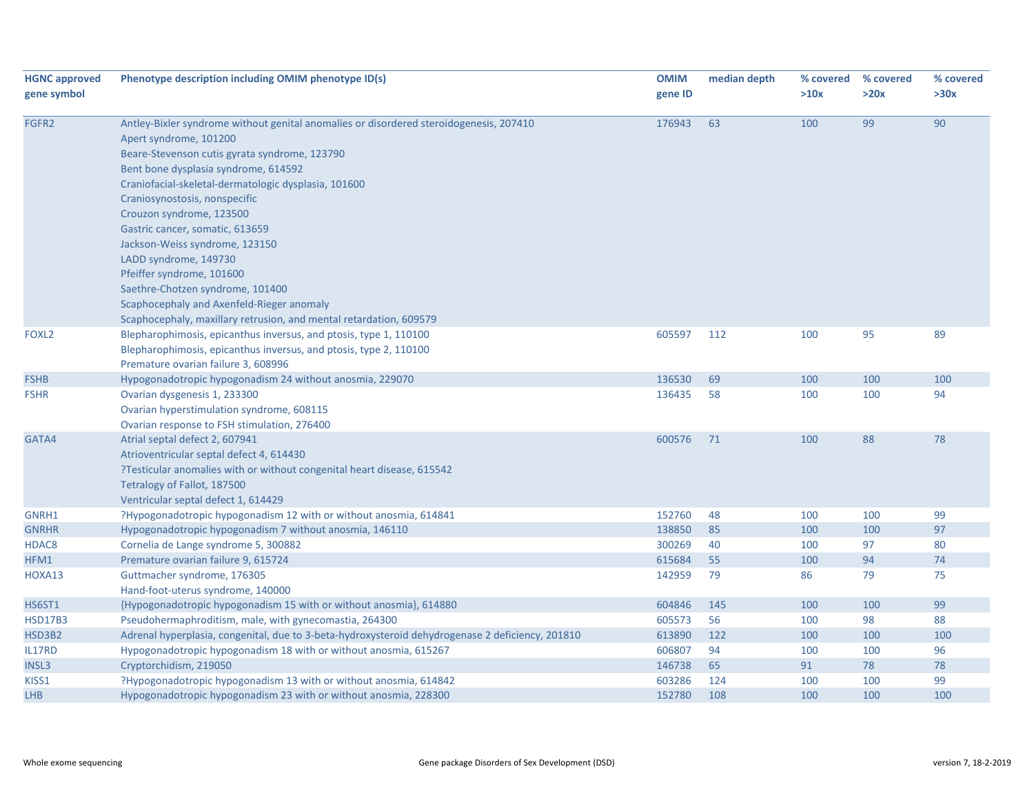| HGNC approved gene symbol | Phenotype description including OMIM phenotype ID(s) | OMIM gene ID | median depth | % covered >10x | % covered >20x | % covered >30x |
|---|---|---|---|---|---|---|
| FGFR2 | Antley-Bixler syndrome without genital anomalies or disordered steroidogenesis, 207410<br>Apert syndrome, 101200<br>Beare-Stevenson cutis gyrata syndrome, 123790<br>Bent bone dysplasia syndrome, 614592<br>Craniofacial-skeletal-dermatologic dysplasia, 101600<br>Craniosynostosis, nonspecific<br>Crouzon syndrome, 123500<br>Gastric cancer, somatic, 613659<br>Jackson-Weiss syndrome, 123150<br>LADD syndrome, 149730<br>Pfeiffer syndrome, 101600<br>Saethre-Chotzen syndrome, 101400<br>Scaphocephaly and Axenfeld-Rieger anomaly<br>Scaphocephaly, maxillary retrusion, and mental retardation, 609579 | 176943 | 63 | 100 | 99 | 90 |
| FOXL2 | Blepharophimosis, epicanthus inversus, and ptosis, type 1, 110100<br>Blepharophimosis, epicanthus inversus, and ptosis, type 2, 110100<br>Premature ovarian failure 3, 608996 | 605597 | 112 | 100 | 95 | 89 |
| FSHB | Hypogonadotropic hypogonadism 24 without anosmia, 229070 | 136530 | 69 | 100 | 100 | 100 |
| FSHR | Ovarian dysgenesis 1, 233300<br>Ovarian hyperstimulation syndrome, 608115<br>Ovarian response to FSH stimulation, 276400 | 136435 | 58 | 100 | 100 | 94 |
| GATA4 | Atrial septal defect 2, 607941<br>Atrioventricular septal defect 4, 614430<br>?Testicular anomalies with or without congenital heart disease, 615542<br>Tetralogy of Fallot, 187500<br>Ventricular septal defect 1, 614429 | 600576 | 71 | 100 | 88 | 78 |
| GNRH1 | ?Hypogonadotropic hypogonadism 12 with or without anosmia, 614841 | 152760 | 48 | 100 | 100 | 99 |
| GNRHR | Hypogonadotropic hypogonadism 7 without anosmia, 146110 | 138850 | 85 | 100 | 100 | 97 |
| HDAC8 | Cornelia de Lange syndrome 5, 300882 | 300269 | 40 | 100 | 97 | 80 |
| HFM1 | Premature ovarian failure 9, 615724 | 615684 | 55 | 100 | 94 | 74 |
| HOXA13 | Guttmacher syndrome, 176305<br>Hand-foot-uterus syndrome, 140000 | 142959 | 79 | 86 | 79 | 75 |
| HS6ST1 | {Hypogonadotropic hypogonadism 15 with or without anosmia}, 614880 | 604846 | 145 | 100 | 100 | 99 |
| HSD17B3 | Pseudohermaphroditism, male, with gynecomastia, 264300 | 605573 | 56 | 100 | 98 | 88 |
| HSD3B2 | Adrenal hyperplasia, congenital, due to 3-beta-hydroxysteroid dehydrogenase 2 deficiency, 201810 | 613890 | 122 | 100 | 100 | 100 |
| IL17RD | Hypogonadotropic hypogonadism 18 with or without anosmia, 615267 | 606807 | 94 | 100 | 100 | 96 |
| INSL3 | Cryptorchidism, 219050 | 146738 | 65 | 91 | 78 | 78 |
| KISS1 | ?Hypogonadotropic hypogonadism 13 with or without anosmia, 614842 | 603286 | 124 | 100 | 100 | 99 |
| LHB | Hypogonadotropic hypogonadism 23 with or without anosmia, 228300 | 152780 | 108 | 100 | 100 | 100 |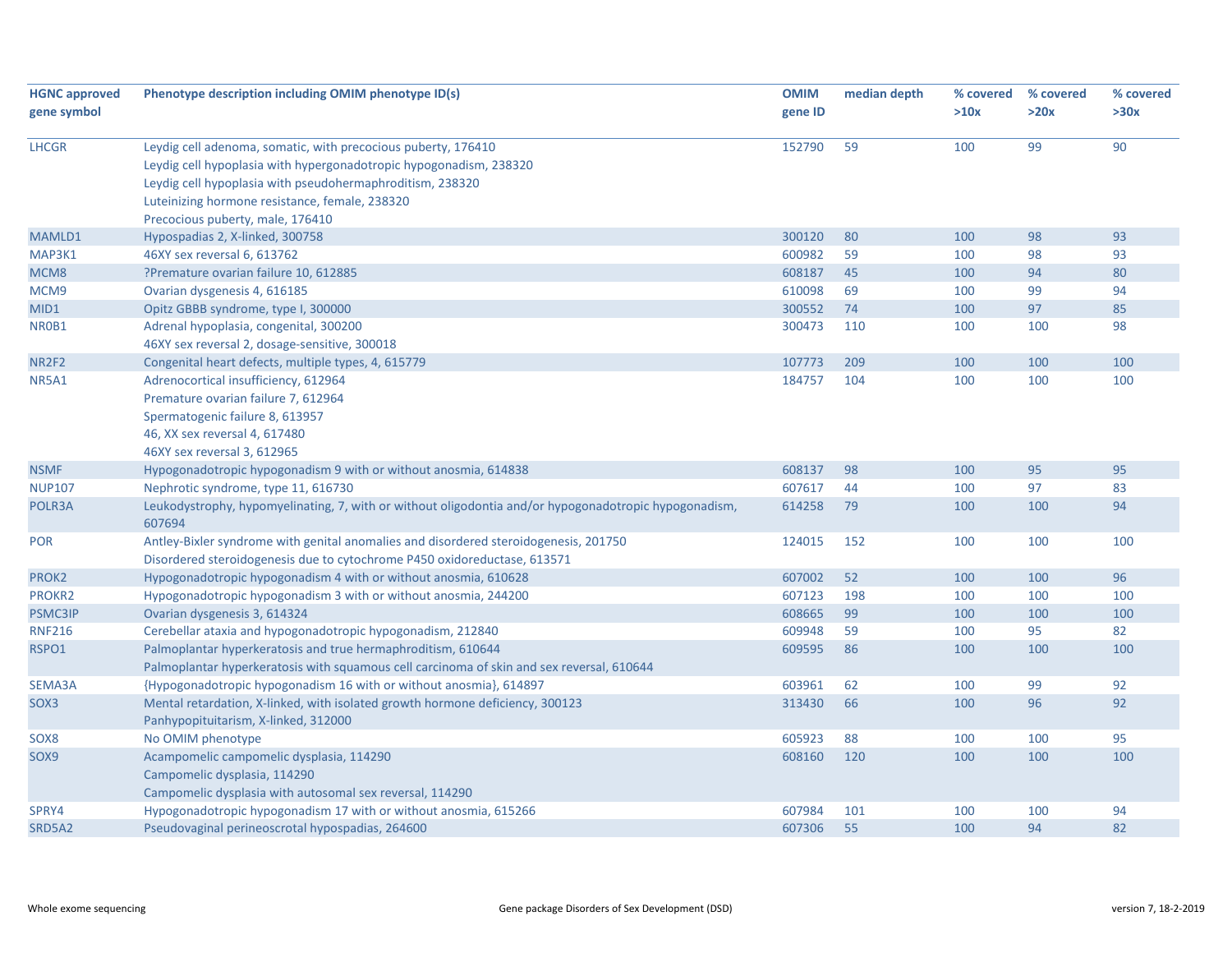| HGNC approved gene symbol | Phenotype description including OMIM phenotype ID(s) | OMIM gene ID | median depth | % covered >10x | % covered >20x | % covered >30x |
|---|---|---|---|---|---|---|
| LHCGR | Leydig cell adenoma, somatic, with precocious puberty, 176410<br>Leydig cell hypoplasia with hypergonadotropic hypogonadism, 238320<br>Leydig cell hypoplasia with pseudohermaphroditism, 238320<br>Luteinizing hormone resistance, female, 238320<br>Precocious puberty, male, 176410 | 152790 | 59 | 100 | 99 | 90 |
| MAMLD1 | Hypospadias 2, X-linked, 300758 | 300120 | 80 | 100 | 98 | 93 |
| MAP3K1 | 46XY sex reversal 6, 613762 | 600982 | 59 | 100 | 98 | 93 |
| MCM8 | ?Premature ovarian failure 10, 612885 | 608187 | 45 | 100 | 94 | 80 |
| MCM9 | Ovarian dysgenesis 4, 616185 | 610098 | 69 | 100 | 99 | 94 |
| MID1 | Opitz GBBB syndrome, type I, 300000 | 300552 | 74 | 100 | 97 | 85 |
| NR0B1 | Adrenal hypoplasia, congenital, 300200<br>46XY sex reversal 2, dosage-sensitive, 300018 | 300473 | 110 | 100 | 100 | 98 |
| NR2F2 | Congenital heart defects, multiple types, 4, 615779 | 107773 | 209 | 100 | 100 | 100 |
| NR5A1 | Adrenocortical insufficiency, 612964<br>Premature ovarian failure 7, 612964<br>Spermatogenic failure 8, 613957<br>46, XX sex reversal 4, 617480<br>46XY sex reversal 3, 612965 | 184757 | 104 | 100 | 100 | 100 |
| NSMF | Hypogonadotropic hypogonadism 9 with or without anosmia, 614838 | 608137 | 98 | 100 | 95 | 95 |
| NUP107 | Nephrotic syndrome, type 11, 616730 | 607617 | 44 | 100 | 97 | 83 |
| POLR3A | Leukodystrophy, hypomyelinating, 7, with or without oligodontia and/or hypogonadotropic hypogonadism, 607694 | 614258 | 79 | 100 | 100 | 94 |
| POR | Antley-Bixler syndrome with genital anomalies and disordered steroidogenesis, 201750<br>Disordered steroidogenesis due to cytochrome P450 oxidoreductase, 613571 | 124015 | 152 | 100 | 100 | 100 |
| PROK2 | Hypogonadotropic hypogonadism 4 with or without anosmia, 610628 | 607002 | 52 | 100 | 100 | 96 |
| PROKR2 | Hypogonadotropic hypogonadism 3 with or without anosmia, 244200 | 607123 | 198 | 100 | 100 | 100 |
| PSMC3IP | Ovarian dysgenesis 3, 614324 | 608665 | 99 | 100 | 100 | 100 |
| RNF216 | Cerebellar ataxia and hypogonadotropic hypogonadism, 212840 | 609948 | 59 | 100 | 95 | 82 |
| RSPO1 | Palmoplantar hyperkeratosis and true hermaphroditism, 610644<br>Palmoplantar hyperkeratosis with squamous cell carcinoma of skin and sex reversal, 610644 | 609595 | 86 | 100 | 100 | 100 |
| SEMA3A | {Hypogonadotropic hypogonadism 16 with or without anosmia}, 614897 | 603961 | 62 | 100 | 99 | 92 |
| SOX3 | Mental retardation, X-linked, with isolated growth hormone deficiency, 300123<br>Panhypopituitarism, X-linked, 312000 | 313430 | 66 | 100 | 96 | 92 |
| SOX8 | No OMIM phenotype | 605923 | 88 | 100 | 100 | 95 |
| SOX9 | Acampomelic campomelic dysplasia, 114290<br>Campomelic dysplasia, 114290<br>Campomelic dysplasia with autosomal sex reversal, 114290 | 608160 | 120 | 100 | 100 | 100 |
| SPRY4 | Hypogonadotropic hypogonadism 17 with or without anosmia, 615266 | 607984 | 101 | 100 | 100 | 94 |
| SRD5A2 | Pseudovaginal perineoscrotal hypospadias, 264600 | 607306 | 55 | 100 | 94 | 82 |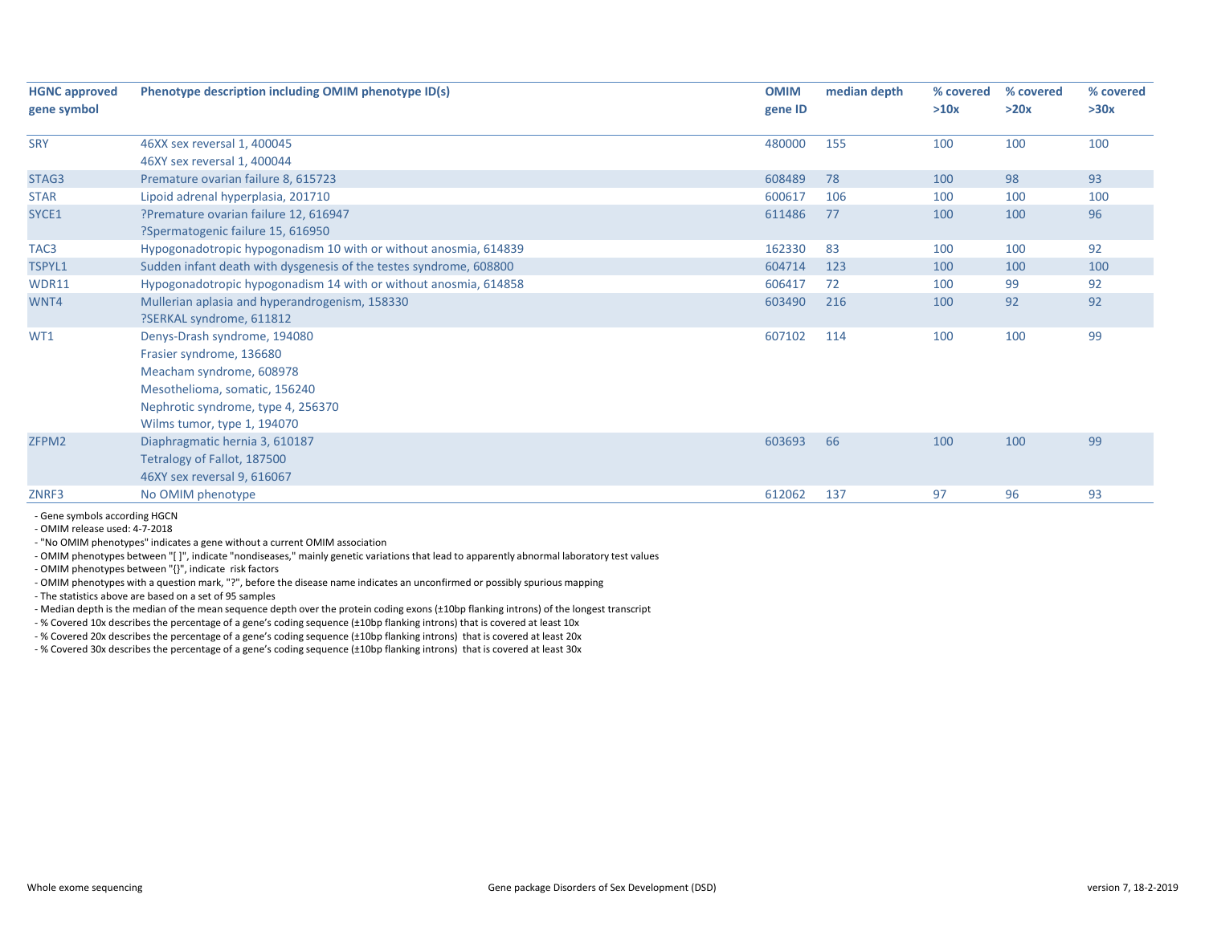| HGNC approved gene symbol | Phenotype description including OMIM phenotype ID(s) | OMIM gene ID | median depth | % covered >10x | % covered >20x | % covered >30x |
|---|---|---|---|---|---|---|
| SRY | 46XX sex reversal 1, 400045<br>46XY sex reversal 1, 400044 | 480000 | 155 | 100 | 100 | 100 |
| STAG3 | Premature ovarian failure 8, 615723 | 608489 | 78 | 100 | 98 | 93 |
| STAR | Lipoid adrenal hyperplasia, 201710 | 600617 | 106 | 100 | 100 | 100 |
| SYCE1 | ?Premature ovarian failure 12, 616947<br>?Spermatogenic failure 15, 616950 | 611486 | 77 | 100 | 100 | 96 |
| TAC3 | Hypogonadotropic hypogonadism 10 with or without anosmia, 614839 | 162330 | 83 | 100 | 100 | 92 |
| TSPYL1 | Sudden infant death with dysgenesis of the testes syndrome, 608800 | 604714 | 123 | 100 | 100 | 100 |
| WDR11 | Hypogonadotropic hypogonadism 14 with or without anosmia, 614858 | 606417 | 72 | 100 | 99 | 92 |
| WNT4 | Mullerian aplasia and hyperandrogenism, 158330<br>?SERKAL syndrome, 611812 | 603490 | 216 | 100 | 92 | 92 |
| WT1 | Denys-Drash syndrome, 194080<br>Frasier syndrome, 136680<br>Meacham syndrome, 608978<br>Mesothelioma, somatic, 156240<br>Nephrotic syndrome, type 4, 256370<br>Wilms tumor, type 1, 194070 | 607102 | 114 | 100 | 100 | 99 |
| ZFPM2 | Diaphragmatic hernia 3, 610187<br>Tetralogy of Fallot, 187500<br>46XY sex reversal 9, 616067 | 603693 | 66 | 100 | 100 | 99 |
| ZNRF3 | No OMIM phenotype | 612062 | 137 | 97 | 96 | 93 |

- Gene symbols according HGCN
- OMIM release used: 4-7-2018
- "No OMIM phenotypes" indicates a gene without a current OMIM association
- OMIM phenotypes between "[ ]", indicate "nondiseases," mainly genetic variations that lead to apparently abnormal laboratory test values
- OMIM phenotypes between "{}", indicate risk factors
- OMIM phenotypes with a question mark, "?", before the disease name indicates an unconfirmed or possibly spurious mapping
- The statistics above are based on a set of 95 samples
- Median depth is the median of the mean sequence depth over the protein coding exons (±10bp flanking introns) of the longest transcript
- % Covered 10x describes the percentage of a gene's coding sequence (±10bp flanking introns) that is covered at least 10x
- % Covered 20x describes the percentage of a gene's coding sequence (±10bp flanking introns) that is covered at least 20x
- % Covered 30x describes the percentage of a gene's coding sequence (±10bp flanking introns) that is covered at least 30x